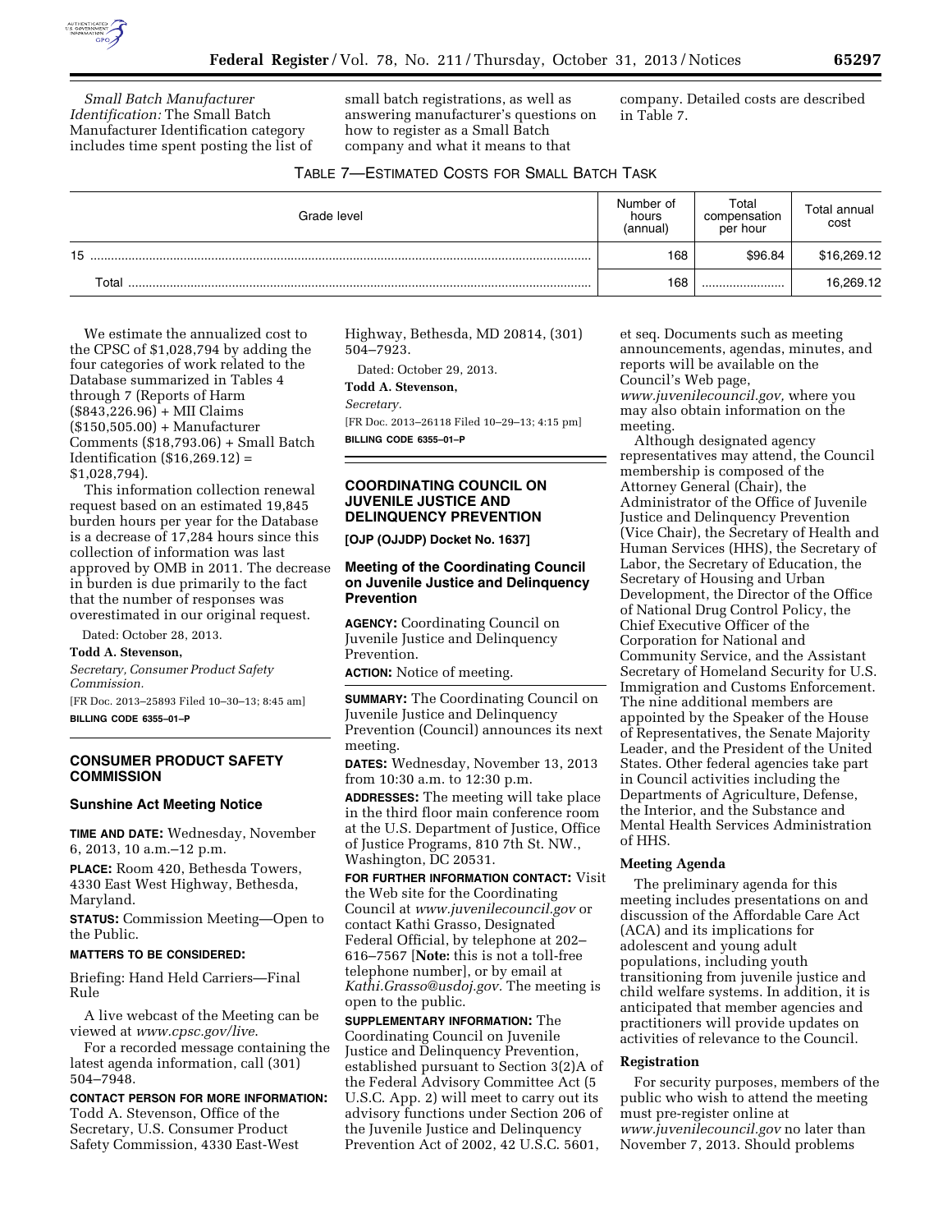*Small Batch Manufacturer Identification:* The Small Batch Manufacturer Identification category includes time spent posting the list of small batch registrations, as well as answering manufacturer's questions on how to register as a Small Batch company and what it means to that company. Detailed costs are described in Table 7.

TABLE 7—ESTIMATED COSTS FOR SMALL BATCH TASK

| Grade level | Number of hours (annual) | Total compensation per hour | Total annual cost |
|---|---|---|---|
| 15 | 168 | $96.84 | $16,269.12 |
| Total | 168 | ........................ | 16,269.12 |

We estimate the annualized cost to the CPSC of $1,028,794 by adding the four categories of work related to the Database summarized in Tables 4 through 7 (Reports of Harm ($843,226.96) + MII Claims ($150,505.00) + Manufacturer Comments ($18,793.06) + Small Batch Identification ($16,269.12) = $1,028,794).

This information collection renewal request based on an estimated 19,845 burden hours per year for the Database is a decrease of 17,284 hours since this collection of information was last approved by OMB in 2011. The decrease in burden is due primarily to the fact that the number of responses was overestimated in our original request.

Dated: October 28, 2013.

**Todd A. Stevenson,**

*Secretary, Consumer Product Safety Commission.*

[FR Doc. 2013–25893 Filed 10–30–13; 8:45 am]

**BILLING CODE 6355–01–P**

## CONSUMER PRODUCT SAFETY COMMISSION

### Sunshine Act Meeting Notice

**TIME AND DATE:** Wednesday, November 6, 2013, 10 a.m.–12 p.m.

**PLACE:** Room 420, Bethesda Towers, 4330 East West Highway, Bethesda, Maryland.

**STATUS:** Commission Meeting—Open to the Public.

**MATTERS TO BE CONSIDERED:**

Briefing: Hand Held Carriers—Final Rule

A live webcast of the Meeting can be viewed at *www.cpsc.gov/live*.

For a recorded message containing the latest agenda information, call (301) 504–7948.

**CONTACT PERSON FOR MORE INFORMATION:** Todd A. Stevenson, Office of the Secretary, U.S. Consumer Product Safety Commission, 4330 East-West Highway, Bethesda, MD 20814, (301) 504–7923.

Dated: October 29, 2013.

**Todd A. Stevenson,**

*Secretary.*

[FR Doc. 2013–26118 Filed 10–29–13; 4:15 pm]

**BILLING CODE 6355–01–P**

## COORDINATING COUNCIL ON JUVENILE JUSTICE AND DELINQUENCY PREVENTION

**[OJP (OJJDP) Docket No. 1637]**

### Meeting of the Coordinating Council on Juvenile Justice and Delinquency Prevention

**AGENCY:** Coordinating Council on Juvenile Justice and Delinquency Prevention.

**ACTION:** Notice of meeting.

**SUMMARY:** The Coordinating Council on Juvenile Justice and Delinquency Prevention (Council) announces its next meeting.

**DATES:** Wednesday, November 13, 2013 from 10:30 a.m. to 12:30 p.m.

**ADDRESSES:** The meeting will take place in the third floor main conference room at the U.S. Department of Justice, Office of Justice Programs, 810 7th St. NW., Washington, DC 20531.

**FOR FURTHER INFORMATION CONTACT:** Visit the Web site for the Coordinating Council at *www.juvenilecouncil.gov* or contact Kathi Grasso, Designated Federal Official, by telephone at 202–616–7567 [**Note:** this is not a toll-free telephone number], or by email at *Kathi.Grasso@usdoj.gov*. The meeting is open to the public.

**SUPPLEMENTARY INFORMATION:** The Coordinating Council on Juvenile Justice and Delinquency Prevention, established pursuant to Section 3(2)A of the Federal Advisory Committee Act (5 U.S.C. App. 2) will meet to carry out its advisory functions under Section 206 of the Juvenile Justice and Delinquency Prevention Act of 2002, 42 U.S.C. 5601, et seq. Documents such as meeting announcements, agendas, minutes, and reports will be available on the Council's Web page, *www.juvenilecouncil.gov,* where you may also obtain information on the meeting.

Although designated agency representatives may attend, the Council membership is composed of the Attorney General (Chair), the Administrator of the Office of Juvenile Justice and Delinquency Prevention (Vice Chair), the Secretary of Health and Human Services (HHS), the Secretary of Labor, the Secretary of Education, the Secretary of Housing and Urban Development, the Director of the Office of National Drug Control Policy, the Chief Executive Officer of the Corporation for National and Community Service, and the Assistant Secretary of Homeland Security for U.S. Immigration and Customs Enforcement. The nine additional members are appointed by the Speaker of the House of Representatives, the Senate Majority Leader, and the President of the United States. Other federal agencies take part in Council activities including the Departments of Agriculture, Defense, the Interior, and the Substance and Mental Health Services Administration of HHS.

### Meeting Agenda

The preliminary agenda for this meeting includes presentations on and discussion of the Affordable Care Act (ACA) and its implications for adolescent and young adult populations, including youth transitioning from juvenile justice and child welfare systems. In addition, it is anticipated that member agencies and practitioners will provide updates on activities of relevance to the Council.

### Registration

For security purposes, members of the public who wish to attend the meeting must pre-register online at *www.juvenilecouncil.gov* no later than November 7, 2013. Should problems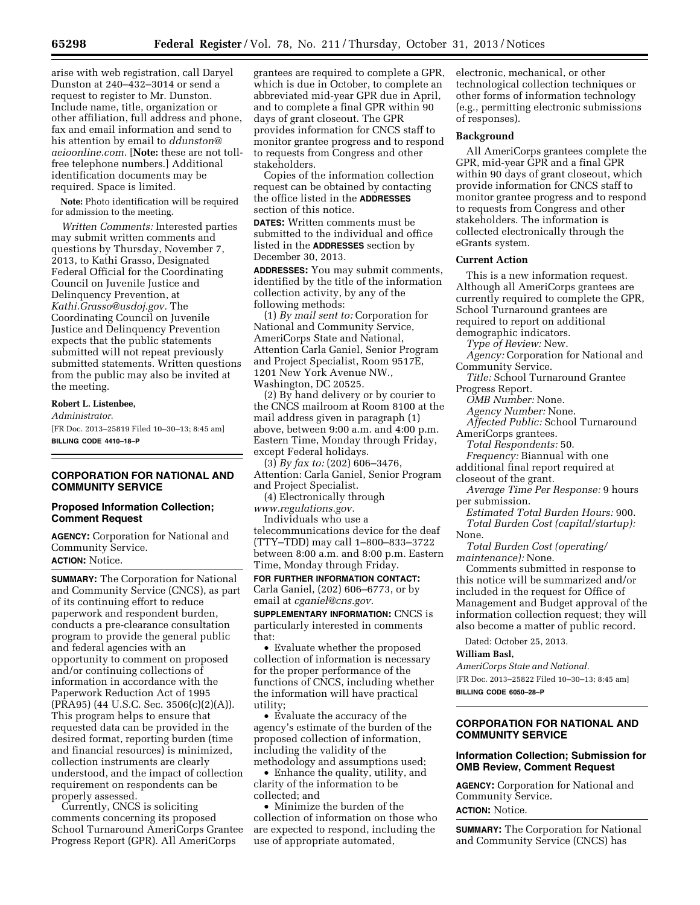arise with web registration, call Daryel Dunston at 240–432–3014 or send a request to register to Mr. Dunston. Include name, title, organization or other affiliation, full address and phone, fax and email information and send to his attention by email to *ddunston@aeioonline.com.* [**Note:** these are not toll-free telephone numbers.] Additional identification documents may be required. Space is limited.

**Note:** Photo identification will be required for admission to the meeting.

*Written Comments:* Interested parties may submit written comments and questions by Thursday, November 7, 2013, to Kathi Grasso, Designated Federal Official for the Coordinating Council on Juvenile Justice and Delinquency Prevention, at *Kathi.Grasso@usdoj.gov.* The Coordinating Council on Juvenile Justice and Delinquency Prevention expects that the public statements submitted will not repeat previously submitted statements. Written questions from the public may also be invited at the meeting.

**Robert L. Listenbee,**

*Administrator.*

[FR Doc. 2013–25819 Filed 10–30–13; 8:45 am]

**BILLING CODE 4410–18–P**

## CORPORATION FOR NATIONAL AND COMMUNITY SERVICE

### Proposed Information Collection; Comment Request

**AGENCY:** Corporation for National and Community Service.

**ACTION:** Notice.

**SUMMARY:** The Corporation for National and Community Service (CNCS), as part of its continuing effort to reduce paperwork and respondent burden, conducts a pre-clearance consultation program to provide the general public and federal agencies with an opportunity to comment on proposed and/or continuing collections of information in accordance with the Paperwork Reduction Act of 1995 (PRA95) (44 U.S.C. Sec. 3506(c)(2)(A)). This program helps to ensure that requested data can be provided in the desired format, reporting burden (time and financial resources) is minimized, collection instruments are clearly understood, and the impact of collection requirement on respondents can be properly assessed.

Currently, CNCS is soliciting comments concerning its proposed School Turnaround AmeriCorps Grantee Progress Report (GPR). All AmeriCorps grantees are required to complete a GPR, which is due in October, to complete an abbreviated mid-year GPR due in April, and to complete a final GPR within 90 days of grant closeout. The GPR provides information for CNCS staff to monitor grantee progress and to respond to requests from Congress and other stakeholders.

Copies of the information collection request can be obtained by contacting the office listed in the **ADDRESSES** section of this notice.

**DATES:** Written comments must be submitted to the individual and office listed in the **ADDRESSES** section by December 30, 2013.

**ADDRESSES:** You may submit comments, identified by the title of the information collection activity, by any of the following methods:

(1) *By mail sent to:* Corporation for National and Community Service, AmeriCorps State and National, Attention Carla Ganiel, Senior Program and Project Specialist, Room 9517E, 1201 New York Avenue NW., Washington, DC 20525.

(2) By hand delivery or by courier to the CNCS mailroom at Room 8100 at the mail address given in paragraph (1) above, between 9:00 a.m. and 4:00 p.m. Eastern Time, Monday through Friday, except Federal holidays.

(3) *By fax to:* (202) 606–3476, Attention: Carla Ganiel, Senior Program and Project Specialist.

(4) Electronically through *www.regulations.gov.*

Individuals who use a telecommunications device for the deaf (TTY–TDD) may call 1–800–833–3722 between 8:00 a.m. and 8:00 p.m. Eastern Time, Monday through Friday.

**FOR FURTHER INFORMATION CONTACT:** Carla Ganiel, (202) 606–6773, or by email at *cganiel@cns.gov.*

**SUPPLEMENTARY INFORMATION:** CNCS is particularly interested in comments that:

- Evaluate whether the proposed collection of information is necessary for the proper performance of the functions of CNCS, including whether the information will have practical utility;
- Evaluate the accuracy of the agency's estimate of the burden of the proposed collection of information, including the validity of the methodology and assumptions used;
- Enhance the quality, utility, and clarity of the information to be collected; and
- Minimize the burden of the collection of information on those who are expected to respond, including the use of appropriate automated, electronic, mechanical, or other technological collection techniques or other forms of information technology (e.g., permitting electronic submissions of responses).

#### Background

All AmeriCorps grantees complete the GPR, mid-year GPR and a final GPR within 90 days of grant closeout, which provide information for CNCS staff to monitor grantee progress and to respond to requests from Congress and other stakeholders. The information is collected electronically through the eGrants system.

#### Current Action

This is a new information request. Although all AmeriCorps grantees are currently required to complete the GPR, School Turnaround grantees are required to report on additional demographic indicators.

*Type of Review:* New.

*Agency:* Corporation for National and Community Service.

*Title:* School Turnaround Grantee Progress Report.

*OMB Number:* None.

*Agency Number:* None.

*Affected Public:* School Turnaround AmeriCorps grantees.

*Total Respondents:* 50.

*Frequency:* Biannual with one additional final report required at closeout of the grant.

*Average Time Per Response:* 9 hours per submission.

*Estimated Total Burden Hours:* 900.

*Total Burden Cost (capital/startup):* None.

*Total Burden Cost (operating/maintenance):* None.

Comments submitted in response to this notice will be summarized and/or included in the request for Office of Management and Budget approval of the information collection request; they will also become a matter of public record.

Dated: October 25, 2013.

**William Basl,**

*AmeriCorps State and National.*

[FR Doc. 2013–25822 Filed 10–30–13; 8:45 am]

**BILLING CODE 6050–28–P**

## CORPORATION FOR NATIONAL AND COMMUNITY SERVICE

### Information Collection; Submission for OMB Review, Comment Request

**AGENCY:** Corporation for National and Community Service.

**ACTION:** Notice.

**SUMMARY:** The Corporation for National and Community Service (CNCS) has